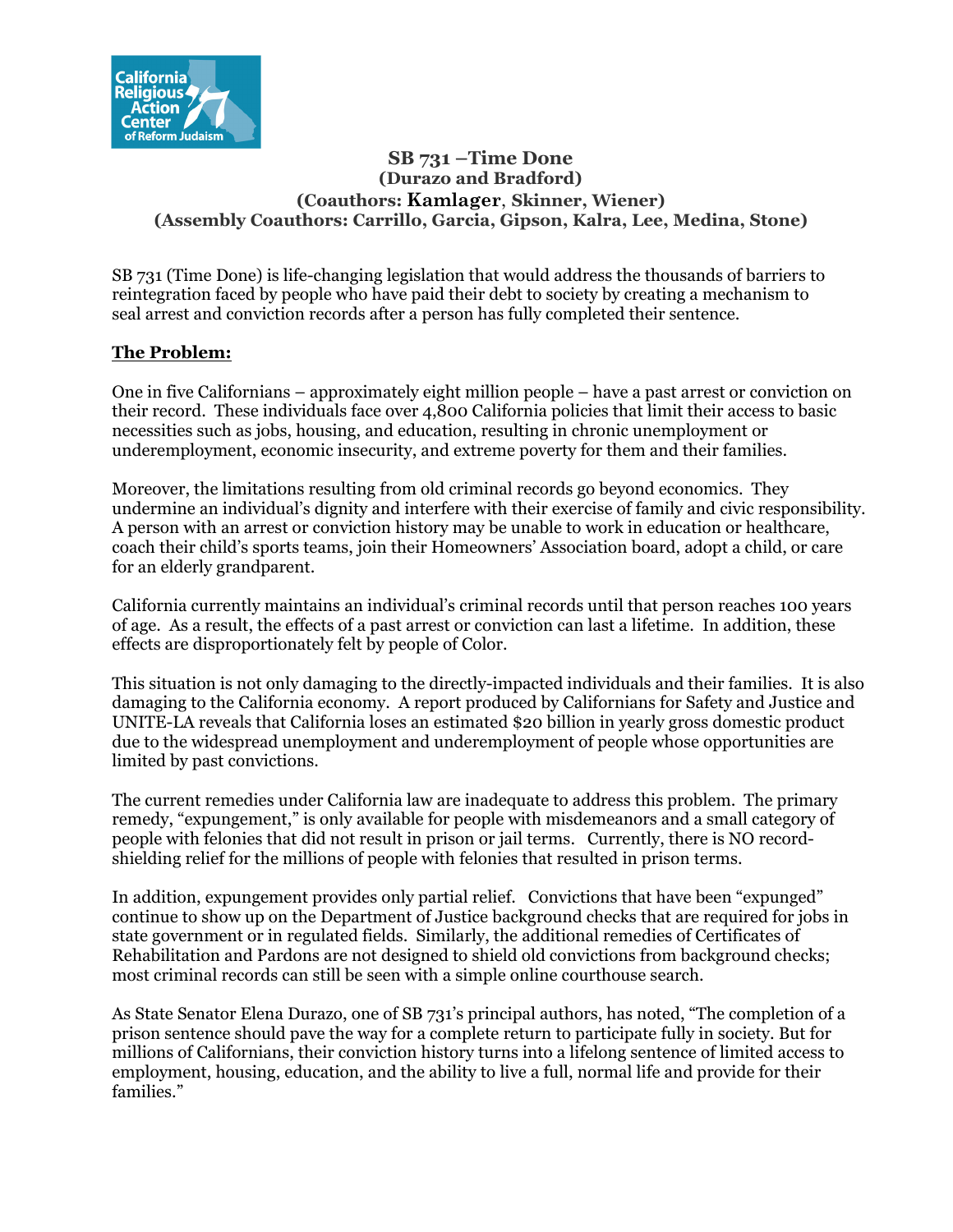California Religious Action Center of Reform Judaism

# SB 731 –Time Done
## (Durazo and Bradford)
## (Coauthors: Kamlager, Skinner, Wiener)
## (Assembly Coauthors: Carrillo, Garcia, Gipson, Kalra, Lee, Medina, Stone)

SB 731 (Time Done) is life-changing legislation that would address the thousands of barriers to reintegration faced by people who have paid their debt to society by creating a mechanism to seal arrest and conviction records after a person has fully completed their sentence.

## The Problem:

One in five Californians – approximately eight million people – have a past arrest or conviction on their record. These individuals face over 4,800 California policies that limit their access to basic necessities such as jobs, housing, and education, resulting in chronic unemployment or underemployment, economic insecurity, and extreme poverty for them and their families.

Moreover, the limitations resulting from old criminal records go beyond economics. They undermine an individual's dignity and interfere with their exercise of family and civic responsibility. A person with an arrest or conviction history may be unable to work in education or healthcare, coach their child's sports teams, join their Homeowners' Association board, adopt a child, or care for an elderly grandparent.

California currently maintains an individual's criminal records until that person reaches 100 years of age. As a result, the effects of a past arrest or conviction can last a lifetime. In addition, these effects are disproportionately felt by people of Color.

This situation is not only damaging to the directly-impacted individuals and their families. It is also damaging to the California economy. A report produced by Californians for Safety and Justice and UNITE-LA reveals that California loses an estimated $20 billion in yearly gross domestic product due to the widespread unemployment and underemployment of people whose opportunities are limited by past convictions.

The current remedies under California law are inadequate to address this problem. The primary remedy, "expungement," is only available for people with misdemeanors and a small category of people with felonies that did not result in prison or jail terms. Currently, there is NO record-shielding relief for the millions of people with felonies that resulted in prison terms.

In addition, expungement provides only partial relief. Convictions that have been "expunged" continue to show up on the Department of Justice background checks that are required for jobs in state government or in regulated fields. Similarly, the additional remedies of Certificates of Rehabilitation and Pardons are not designed to shield old convictions from background checks; most criminal records can still be seen with a simple online courthouse search.

As State Senator Elena Durazo, one of SB 731's principal authors, has noted, "The completion of a prison sentence should pave the way for a complete return to participate fully in society. But for millions of Californians, their conviction history turns into a lifelong sentence of limited access to employment, housing, education, and the ability to live a full, normal life and provide for their families."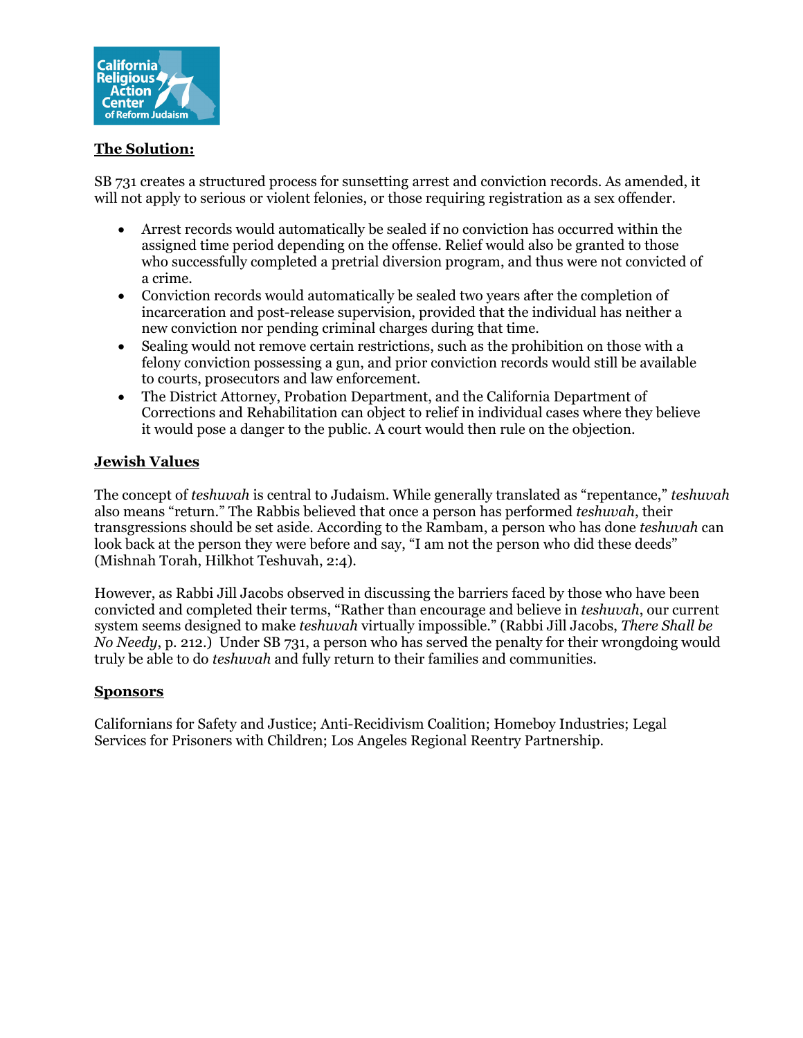**The Solution:**

SB 731 creates a structured process for sunsetting arrest and conviction records. As amended, it will not apply to serious or violent felonies, or those requiring registration as a sex offender.

- Arrest records would automatically be sealed if no conviction has occurred within the assigned time period depending on the offense. Relief would also be granted to those who successfully completed a pretrial diversion program, and thus were not convicted of a crime.
- Conviction records would automatically be sealed two years after the completion of incarceration and post-release supervision, provided that the individual has neither a new conviction nor pending criminal charges during that time.
- Sealing would not remove certain restrictions, such as the prohibition on those with a felony conviction possessing a gun, and prior conviction records would still be available to courts, prosecutors and law enforcement.
- The District Attorney, Probation Department, and the California Department of Corrections and Rehabilitation can object to relief in individual cases where they believe it would pose a danger to the public. A court would then rule on the objection.

**Jewish Values**

The concept of *teshuvah* is central to Judaism. While generally translated as "repentance," *teshuvah* also means "return." The Rabbis believed that once a person has performed *teshuvah*, their transgressions should be set aside. According to the Rambam, a person who has done *teshuvah* can look back at the person they were before and say, "I am not the person who did these deeds" (Mishnah Torah, Hilkhot Teshuvah, 2:4).

However, as Rabbi Jill Jacobs observed in discussing the barriers faced by those who have been convicted and completed their terms, "Rather than encourage and believe in *teshuvah*, our current system seems designed to make *teshuvah* virtually impossible." (Rabbi Jill Jacobs, *There Shall be No Needy*, p. 212.) Under SB 731, a person who has served the penalty for their wrongdoing would truly be able to do *teshuvah* and fully return to their families and communities.

**Sponsors**

Californians for Safety and Justice; Anti-Recidivism Coalition; Homeboy Industries; Legal Services for Prisoners with Children; Los Angeles Regional Reentry Partnership.